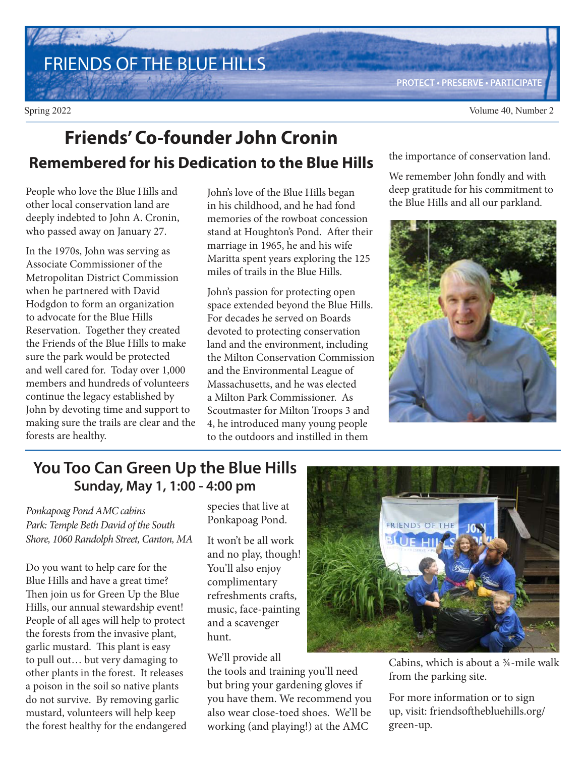// FRIENDS OF THE BLUE HILLS

PROTECT • PRESERVE • PARTICIPATE

Spring 2022

# Friends' Co-founder John Cronin

## Remembered for his Dedication to the Blue Hills

People who love the Blue Hills and other local conservation land are deeply indebted to John A. Cronin, who passed away on January 27.

In the 1970s, John was serving as Associate Commissioner of the Metropolitan District Commission when he partnered with David Hodgdon to form an organization to advocate for the Blue Hills Reservation. Together they created the Friends of the Blue Hills to make sure the park would be protected and well cared for. Today over 1,000 members and hundreds of volunteers continue the legacy established by John by devoting time and support to making sure the trails are clear and the forests are healthy.

John's love of the Blue Hills began in his childhood, and he had fond memories of the rowboat concession stand at Houghton's Pond. After their marriage in 1965, he and his wife Maritta spent years exploring the 125 miles of trails in the Blue Hills.

John's passion for protecting open space extended beyond the Blue Hills. For decades he served on Boards devoted to protecting conservation land and the environment, including the Milton Conservation Commission and the Environmental League of Massachusetts, and he was elected a Milton Park Commissioner. As Scoutmaster for Milton Troops 3 and 4, he introduced many young people to the outdoors and instilled in them the importance of conservation land.

We remember John fondly and with deep gratitude for his commitment to the Blue Hills and all our parkland.

# You Too Can Green Up the Blue Hills

## Sunday, May 1, 1:00 - 4:00 pm

*Ponkapoag Pond AMC cabins*
*Park: Temple Beth David of the South Shore, 1060 Randolph Street, Canton, MA*

Do you want to help care for the Blue Hills and have a great time? Then join us for Green Up the Blue Hills, our annual stewardship event! People of all ages will help to protect the forests from the invasive plant, garlic mustard. This plant is easy to pull out… but very damaging to other plants in the forest. It releases a poison in the soil so native plants do not survive. By removing garlic mustard, volunteers will help keep the forest healthy for the endangered species that live at Ponkapoag Pond.

It won't be all work and no play, though! You'll also enjoy complimentary refreshments crafts, music, face-painting and a scavenger hunt.

We'll provide all the tools and training you'll need but bring your gardening gloves if you have them. We recommend you also wear close-toed shoes. We'll be working (and playing!) at the AMC Cabins, which is about a ¾-mile walk from the parking site.

For more information or to sign up, visit: friendsofthebluehills.org/green-up.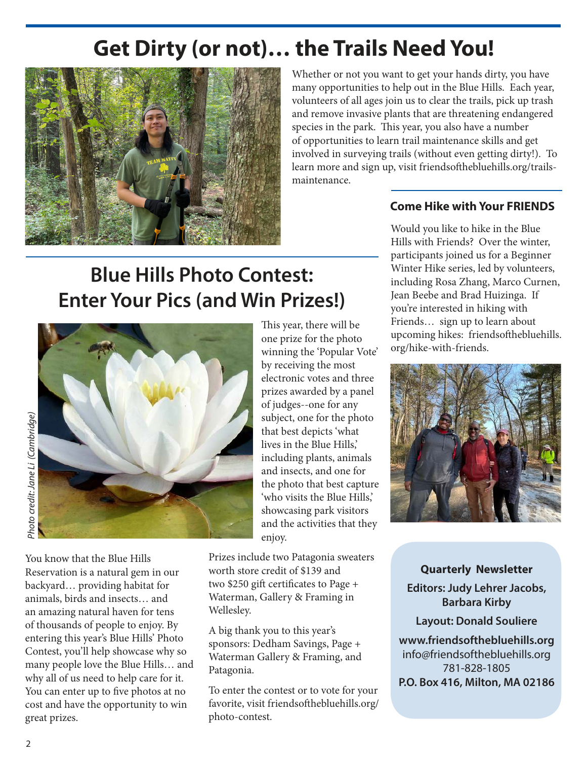# Get Dirty (or not)… the Trails Need You!

Whether or not you want to get your hands dirty, you have many opportunities to help out in the Blue Hills. Each year, volunteers of all ages join us to clear the trails, pick up trash and remove invasive plants that are threatening endangered species in the park. This year, you also have a number of opportunities to learn trail maintenance skills and get involved in surveying trails (without even getting dirty!). To learn more and sign up, visit friendsofthebluehills.org/trails-maintenance.

### Come Hike with Your FRIENDS

Would you like to hike in the Blue Hills with Friends? Over the winter, participants joined us for a Beginner Winter Hike series, led by volunteers, including Rosa Zhang, Marco Curnen, Jean Beebe and Brad Huizinga. If you're interested in hiking with Friends… sign up to learn about upcoming hikes: friendsofthebluehills.org/hike-with-friends.

# Blue Hills Photo Contest: Enter Your Pics (and Win Prizes!)

*Photo credit: Jane Li (Cambridge)*

This year, there will be one prize for the photo winning the 'Popular Vote' by receiving the most electronic votes and three prizes awarded by a panel of judges--one for any subject, one for the photo that best depicts 'what lives in the Blue Hills,' including plants, animals and insects, and one for the photo that best capture 'who visits the Blue Hills,' showcasing park visitors and the activities that they enjoy.

You know that the Blue Hills Reservation is a natural gem in our backyard… providing habitat for animals, birds and insects… and an amazing natural haven for tens of thousands of people to enjoy. By entering this year's Blue Hills' Photo Contest, you'll help showcase why so many people love the Blue Hills… and why all of us need to help care for it. You can enter up to five photos at no cost and have the opportunity to win great prizes.

Prizes include two Patagonia sweaters worth store credit of $139 and two $250 gift certificates to Page + Waterman, Gallery & Framing in Wellesley.

A big thank you to this year's sponsors: Dedham Savings, Page + Waterman Gallery & Framing, and Patagonia.

To enter the contest or to vote for your favorite, visit friendsofthebluehills.org/photo-contest.

**Quarterly Newsletter**

**Editors: Judy Lehrer Jacobs, Barbara Kirby**

**Layout: Donald Souliere**

**www.friendsofthebluehills.org**
info@friendsofthebluehills.org
781-828-1805
**P.O. Box 416, Milton, MA 02186**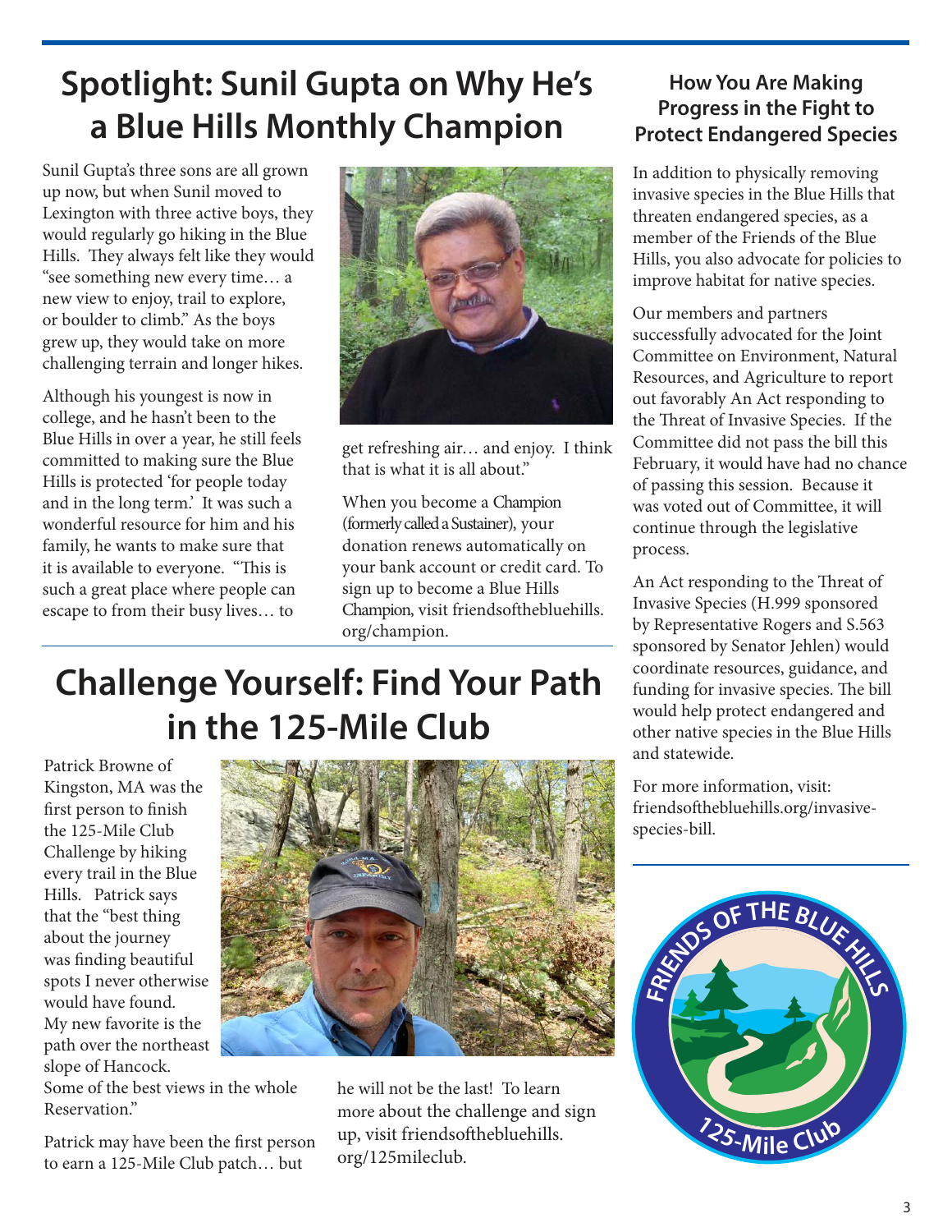## Spotlight: Sunil Gupta on Why He's a Blue Hills Monthly Champion

Sunil Gupta's three sons are all grown up now, but when Sunil moved to Lexington with three active boys, they would regularly go hiking in the Blue Hills. They always felt like they would "see something new every time… a new view to enjoy, trail to explore, or boulder to climb." As the boys grew up, they would take on more challenging terrain and longer hikes.

Although his youngest is now in college, and he hasn't been to the Blue Hills in over a year, he still feels committed to making sure the Blue Hills is protected 'for people today and in the long term.' It was such a wonderful resource for him and his family, he wants to make sure that it is available to everyone. "This is such a great place where people can escape to from their busy lives… to get refreshing air… and enjoy. I think that is what it is all about."

When you become a Champion (formerly called a Sustainer), your donation renews automatically on your bank account or credit card. To sign up to become a Blue Hills Champion, visit friendsofthebluehills.org/champion.

## Challenge Yourself: Find Your Path in the 125-Mile Club

Patrick Browne of Kingston, MA was the first person to finish the 125-Mile Club Challenge by hiking every trail in the Blue Hills. Patrick says that the "best thing about the journey was finding beautiful spots I never otherwise would have found. My new favorite is the path over the northeast slope of Hancock. Some of the best views in the whole Reservation."

Patrick may have been the first person to earn a 125-Mile Club patch… but he will not be the last! To learn more about the challenge and sign up, visit friendsofthebluehills.org/125mileclub.

### How You Are Making Progress in the Fight to Protect Endangered Species

In addition to physically removing invasive species in the Blue Hills that threaten endangered species, as a member of the Friends of the Blue Hills, you also advocate for policies to improve habitat for native species.

Our members and partners successfully advocated for the Joint Committee on Environment, Natural Resources, and Agriculture to report out favorably An Act responding to the Threat of Invasive Species. If the Committee did not pass the bill this February, it would have had no chance of passing this session. Because it was voted out of Committee, it will continue through the legislative process.

An Act responding to the Threat of Invasive Species (H.999 sponsored by Representative Rogers and S.563 sponsored by Senator Jehlen) would coordinate resources, guidance, and funding for invasive species. The bill would help protect endangered and other native species in the Blue Hills and statewide.

For more information, visit: friendsofthebluehills.org/invasive-species-bill.

FRIENDS OF THE BLUE HILLS

125-Mile Club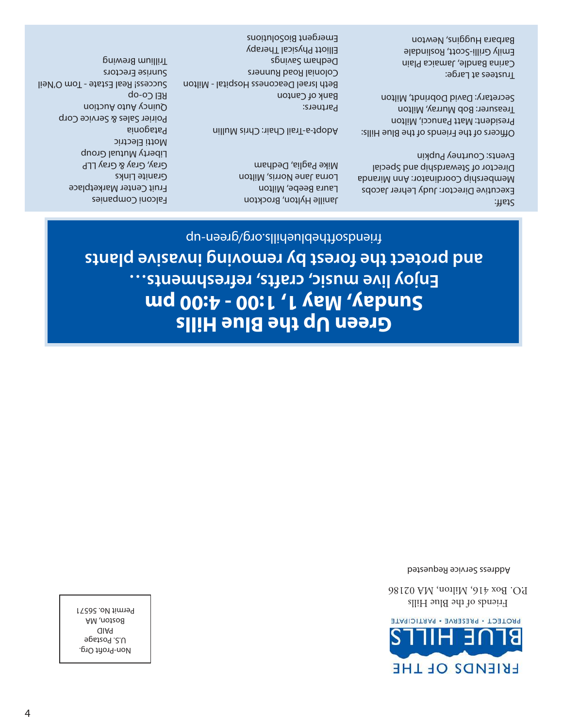Non-Profit Org.
U.S. Postage
PAID
Boston, MA
Permit No. 56571

FRIENDS OF THE BLUE HILLS
PROTECT • PRESERVE • PARTICIPATE

Friends of the Blue Hills
P.O. Box 416, Milton, MA 02186

Address Service Requested

# Green Up the Blue Hills

**Sunday, May 1, 1:00 - 4:00 pm**

**Enjoy live music, crafts, refreshments…**

**and protect the forest by removing invasive plants**

friendsofthebluehills.org/green-up

Staff:
Executive Director: Judy Lehrer Jacobs
Membership Coordinator: Ann Miranda
Director of Stewardship and Special
Events: Courtney Pupkin

Officers of the Friends of the Blue Hills:
President: Matt Panucci, Milton
Treasurer: Bob Murray, Milton
Secretary: David Dobrindt, Milton

Trustees at Large:
Carina Bandile, Jamaica Plain
Emily Grilli-Scott, Roslindale
Barbara Huggins, Newton
Janille Hylton, Brockton
Laura Beebe, Milton
Lorna Jane Norris, Milton
Mike Paglia, Dedham

Adopt-a-Trail Chair: Chris Mullin

Partners:
Bank of Canton
Beth Israel Deaconess Hospital - Milton
Colonial Road Runners
Dedham Savings
Elliott Physical Therapy
Emergent BioSolutions
Falconi Companies
Fruit Center Marketplace
Granite Links
Gray, Gray & Gray LLP
Liberty Mutual Group
Motti Electric
Patagonia
Poirier Sales & Service Corp
Quincy Auto Auction
REI Co-op
Success! Real Estate - Tom O'Neil
Sunrise Erectors
Trillium Brewing